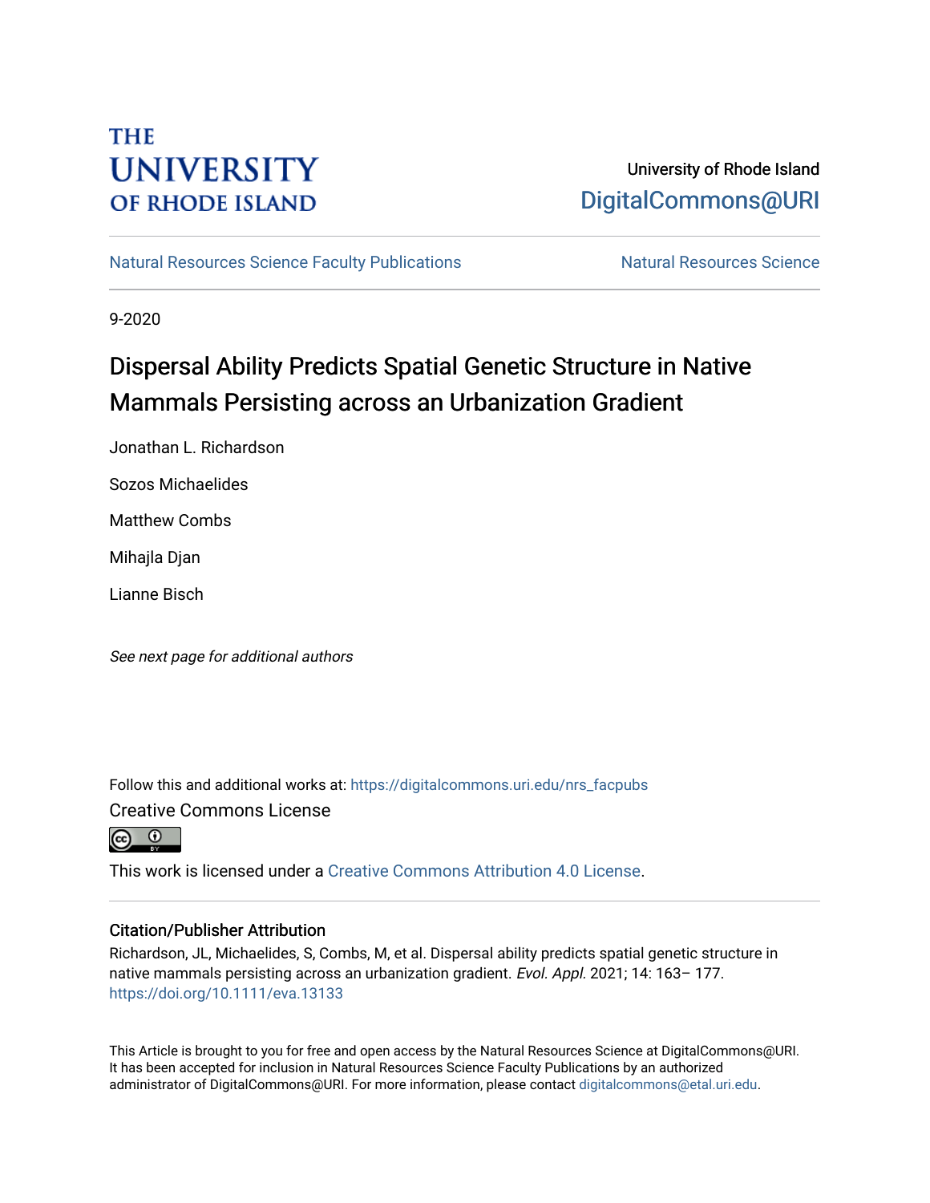THE UNIVERSITY OF RHODE ISLAND

University of Rhode Island
DigitalCommons@URI

Natural Resources Science Faculty Publications | Natural Resources Science

9-2020

# Dispersal Ability Predicts Spatial Genetic Structure in Native Mammals Persisting across an Urbanization Gradient

Jonathan L. Richardson

Sozos Michaelides

Matthew Combs

Mihajla Djan

Lianne Bisch

*See next page for additional authors*

Follow this and additional works at: https://digitalcommons.uri.edu/nrs_facpubs

Creative Commons License

This work is licensed under a Creative Commons Attribution 4.0 License.

## Citation/Publisher Attribution

Richardson, JL, Michaelides, S, Combs, M, et al. Dispersal ability predicts spatial genetic structure in native mammals persisting across an urbanization gradient. *Evol. Appl.* 2021; 14: 163– 177. https://doi.org/10.1111/eva.13133

This Article is brought to you for free and open access by the Natural Resources Science at DigitalCommons@URI. It has been accepted for inclusion in Natural Resources Science Faculty Publications by an authorized administrator of DigitalCommons@URI. For more information, please contact digitalcommons@etal.uri.edu.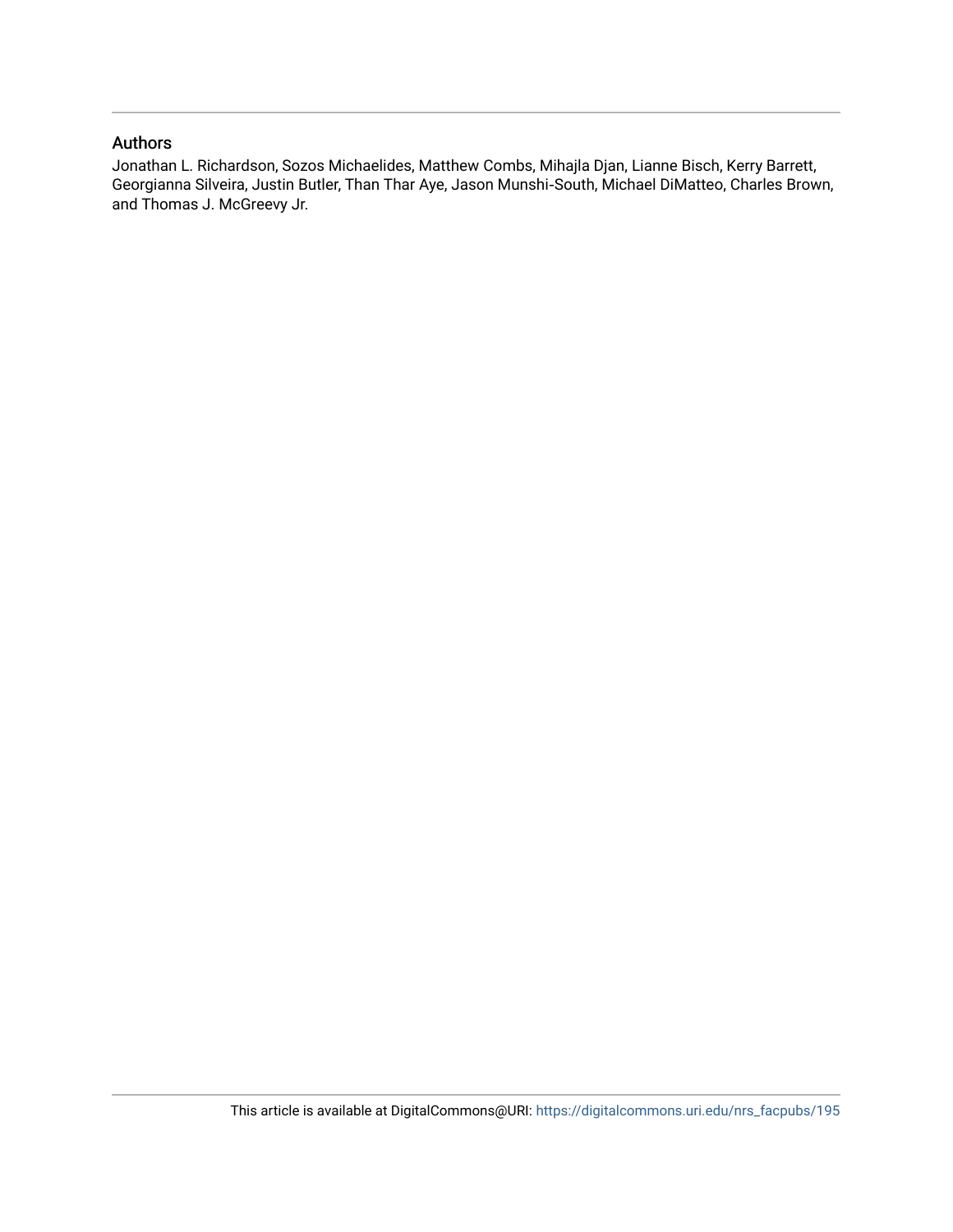## Authors

Jonathan L. Richardson, Sozos Michaelides, Matthew Combs, Mihajla Djan, Lianne Bisch, Kerry Barrett, Georgianna Silveira, Justin Butler, Than Thar Aye, Jason Munshi-South, Michael DiMatteo, Charles Brown, and Thomas J. McGreevy Jr.

This article is available at DigitalCommons@URI: https://digitalcommons.uri.edu/nrs_facpubs/195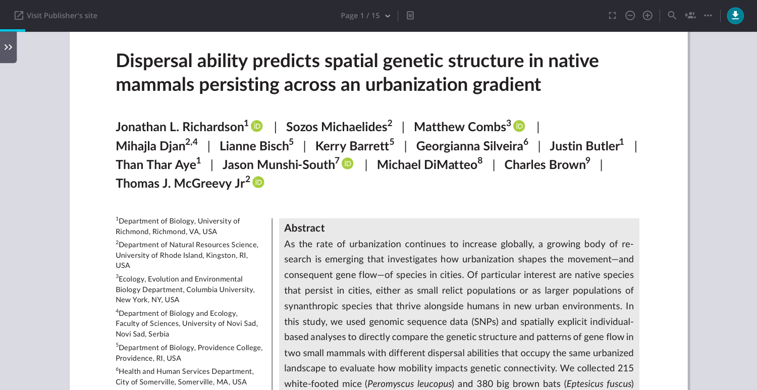# Dispersal ability predicts spatial genetic structure in native mammals persisting across an urbanization gradient

**Jonathan L. Richardson[1]** | **Sozos Michaelides[2]** | **Matthew Combs[3]** | **Mihajla Djan[2,4]** | **Lianne Bisch[5]** | **Kerry Barrett[5]** | **Georgianna Silveira[6]** | **Justin Butler[1]** | **Than Thar Aye[1]** | **Jason Munshi-South[7]** | **Michael DiMatteo[8]** | **Charles Brown[9]** | **Thomas J. McGreevy Jr[2]**

[1]Department of Biology, University of Richmond, Richmond, VA, USA

[2]Department of Natural Resources Science, University of Rhode Island, Kingston, RI, USA

[3]Ecology, Evolution and Environmental Biology Department, Columbia University, New York, NY, USA

[4]Department of Biology and Ecology, Faculty of Sciences, University of Novi Sad, Novi Sad, Serbia

[5]Department of Biology, Providence College, Providence, RI, USA

[6]Health and Human Services Department, City of Somerville, Somerville, MA, USA

## Abstract

As the rate of urbanization continues to increase globally, a growing body of research is emerging that investigates how urbanization shapes the movement—and consequent gene flow—of species in cities. Of particular interest are native species that persist in cities, either as small relict populations or as larger populations of synanthropic species that thrive alongside humans in new urban environments. In this study, we used genomic sequence data (SNPs) and spatially explicit individual-based analyses to directly compare the genetic structure and patterns of gene flow in two small mammals with different dispersal abilities that occupy the same urbanized landscape to evaluate how mobility impacts genetic connectivity. We collected 215 white-footed mice (*Peromyscus leucopus*) and 380 big brown bats (*Eptesicus fuscus*)